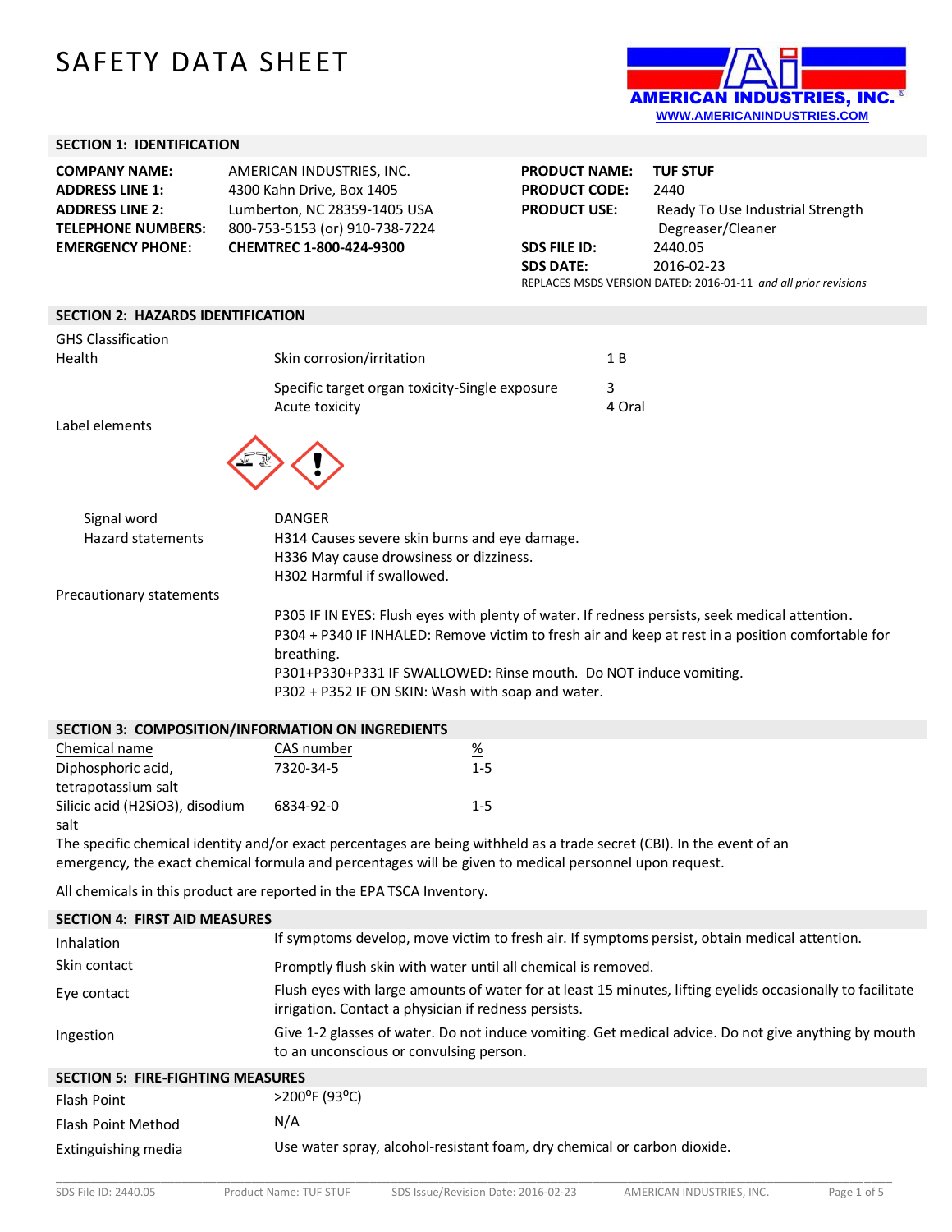# SAFETY DATA SHEET

AMERICAN INDUSTRIES, INC.®
WWW.AMERICANINDUSTRIES.COM

## SECTION 1: IDENTIFICATION

| | |
|---|---|
| **COMPANY NAME:** | AMERICAN INDUSTRIES, INC. |
| **ADDRESS LINE 1:** | 4300 Kahn Drive, Box 1405 |
| **ADDRESS LINE 2:** | Lumberton, NC 28359-1405 USA |
| **TELEPHONE NUMBERS:** | 800-753-5153 (or) 910-738-7224 |
| **EMERGENCY PHONE:** | **CHEMTREC 1-800-424-9300** |

| | |
|---|---|
| **PRODUCT NAME:** | **TUF STUF** |
| **PRODUCT CODE:** | 2440 |
| **PRODUCT USE:** | Ready To Use Industrial Strength Degreaser/Cleaner |
| **SDS FILE ID:** | 2440.05 |
| **SDS DATE:** | 2016-02-23 |

REPLACES MSDS VERSION DATED: 2016-01-11 *and all prior revisions*

## SECTION 2: HAZARDS IDENTIFICATION

GHS Classification

| | | |
|---|---|---|
| Health | Skin corrosion/irritation | 1 B |
| | Specific target organ toxicity-Single exposure | 3 |
| | Acute toxicity | 4 Oral |

Label elements

Signal word: DANGER

Hazard statements:
H314 Causes severe skin burns and eye damage.
H336 May cause drowsiness or dizziness.
H302 Harmful if swallowed.

Precautionary statements:
P305 IF IN EYES: Flush eyes with plenty of water. If redness persists, seek medical attention.
P304 + P340 IF INHALED: Remove victim to fresh air and keep at rest in a position comfortable for breathing.
P301+P330+P331 IF SWALLOWED: Rinse mouth. Do NOT induce vomiting.
P302 + P352 IF ON SKIN: Wash with soap and water.

## SECTION 3: COMPOSITION/INFORMATION ON INGREDIENTS

| Chemical name | CAS number | % |
|---|---|---|
| Diphosphoric acid, tetrapotassium salt | 7320-34-5 | 1-5 |
| Silicic acid ($H_2SiO_3$), disodium salt | 6834-92-0 | 1-5 |

The specific chemical identity and/or exact percentages are being withheld as a trade secret (CBI). In the event of an emergency, the exact chemical formula and percentages will be given to medical personnel upon request.

All chemicals in this product are reported in the EPA TSCA Inventory.

## SECTION 4: FIRST AID MEASURES

| | |
|---|---|
| Inhalation | If symptoms develop, move victim to fresh air. If symptoms persist, obtain medical attention. |
| Skin contact | Promptly flush skin with water until all chemical is removed. |
| Eye contact | Flush eyes with large amounts of water for at least 15 minutes, lifting eyelids occasionally to facilitate irrigation. Contact a physician if redness persists. |
| Ingestion | Give 1-2 glasses of water. Do not induce vomiting. Get medical advice. Do not give anything by mouth to an unconscious or convulsing person. |

## SECTION 5: FIRE-FIGHTING MEASURES

| | |
|---|---|
| Flash Point | >200°F (93°C) |
| Flash Point Method | N/A |
| Extinguishing media | Use water spray, alcohol-resistant foam, dry chemical or carbon dioxide. |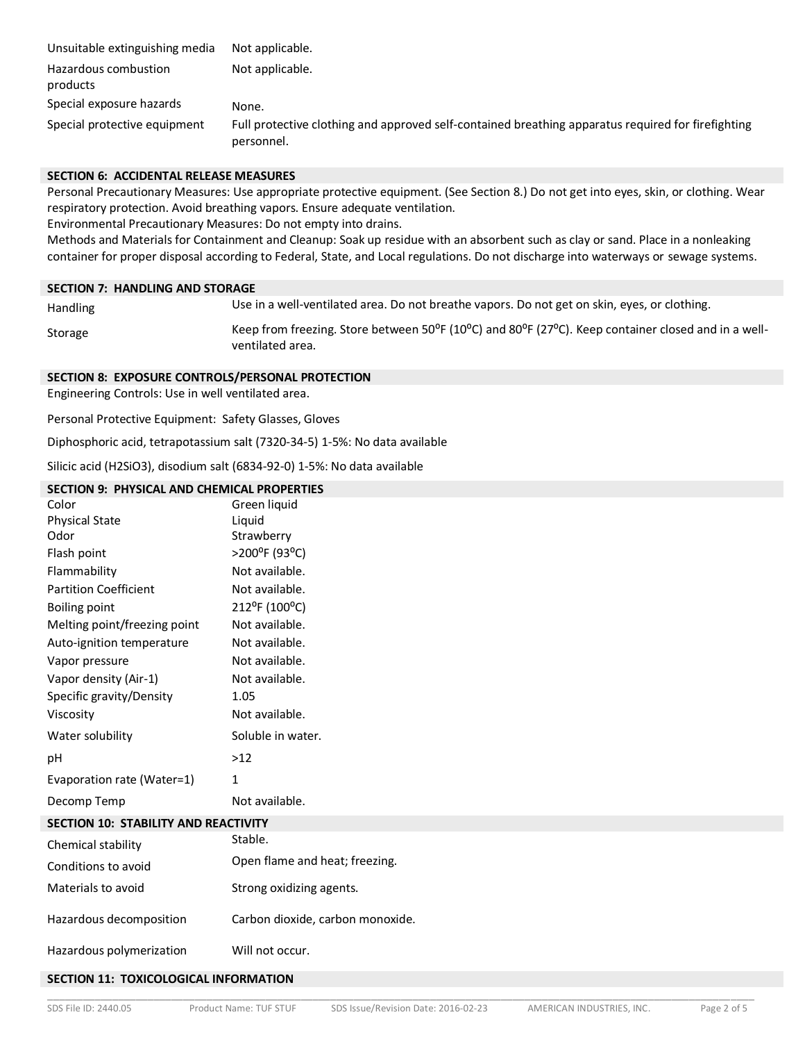| | |
|---|---|
| Unsuitable extinguishing media | Not applicable. |
| Hazardous combustion products | Not applicable. |
| Special exposure hazards | None. |
| Special protective equipment | Full protective clothing and approved self-contained breathing apparatus required for firefighting personnel. |

## SECTION 6: ACCIDENTAL RELEASE MEASURES

Personal Precautionary Measures: Use appropriate protective equipment. (See Section 8.) Do not get into eyes, skin, or clothing. Wear respiratory protection. Avoid breathing vapors. Ensure adequate ventilation.

Environmental Precautionary Measures: Do not empty into drains.

Methods and Materials for Containment and Cleanup: Soak up residue with an absorbent such as clay or sand. Place in a nonleaking container for proper disposal according to Federal, State, and Local regulations. Do not discharge into waterways or sewage systems.

## SECTION 7: HANDLING AND STORAGE

| | |
|---|---|
| Handling | Use in a well-ventilated area. Do not breathe vapors. Do not get on skin, eyes, or clothing. |
| Storage | Keep from freezing. Store between 50$^{o}$F (10$^{o}$C) and 80$^{o}$F (27$^{o}$C). Keep container closed and in a well-ventilated area. |

## SECTION 8: EXPOSURE CONTROLS/PERSONAL PROTECTION

Engineering Controls: Use in well ventilated area.

Personal Protective Equipment: Safety Glasses, Gloves

Diphosphoric acid, tetrapotassium salt (7320-34-5) 1-5%: No data available

Silicic acid ($H_2SiO_3$), disodium salt (6834-92-0) 1-5%: No data available

## SECTION 9: PHYSICAL AND CHEMICAL PROPERTIES

| | |
|---|---|
| Color | Green liquid |
| Physical State | Liquid |
| Odor | Strawberry |
| Flash point | >200$^{o}$F (93$^{o}$C) |
| Flammability | Not available. |
| Partition Coefficient | Not available. |
| Boiling point | 212$^{o}$F (100$^{o}$C) |
| Melting point/freezing point | Not available. |
| Auto-ignition temperature | Not available. |
| Vapor pressure | Not available. |
| Vapor density (Air-1) | Not available. |
| Specific gravity/Density | 1.05 |
| Viscosity | Not available. |
| Water solubility | Soluble in water. |
| pH | >12 |
| Evaporation rate (Water=1) | 1 |
| Decomp Temp | Not available. |

## SECTION 10: STABILITY AND REACTIVITY

| | |
|---|---|
| Chemical stability | Stable. |
| Conditions to avoid | Open flame and heat; freezing. |
| Materials to avoid | Strong oxidizing agents. |
| Hazardous decomposition | Carbon dioxide, carbon monoxide. |
| Hazardous polymerization | Will not occur. |

## SECTION 11: TOXICOLOGICAL INFORMATION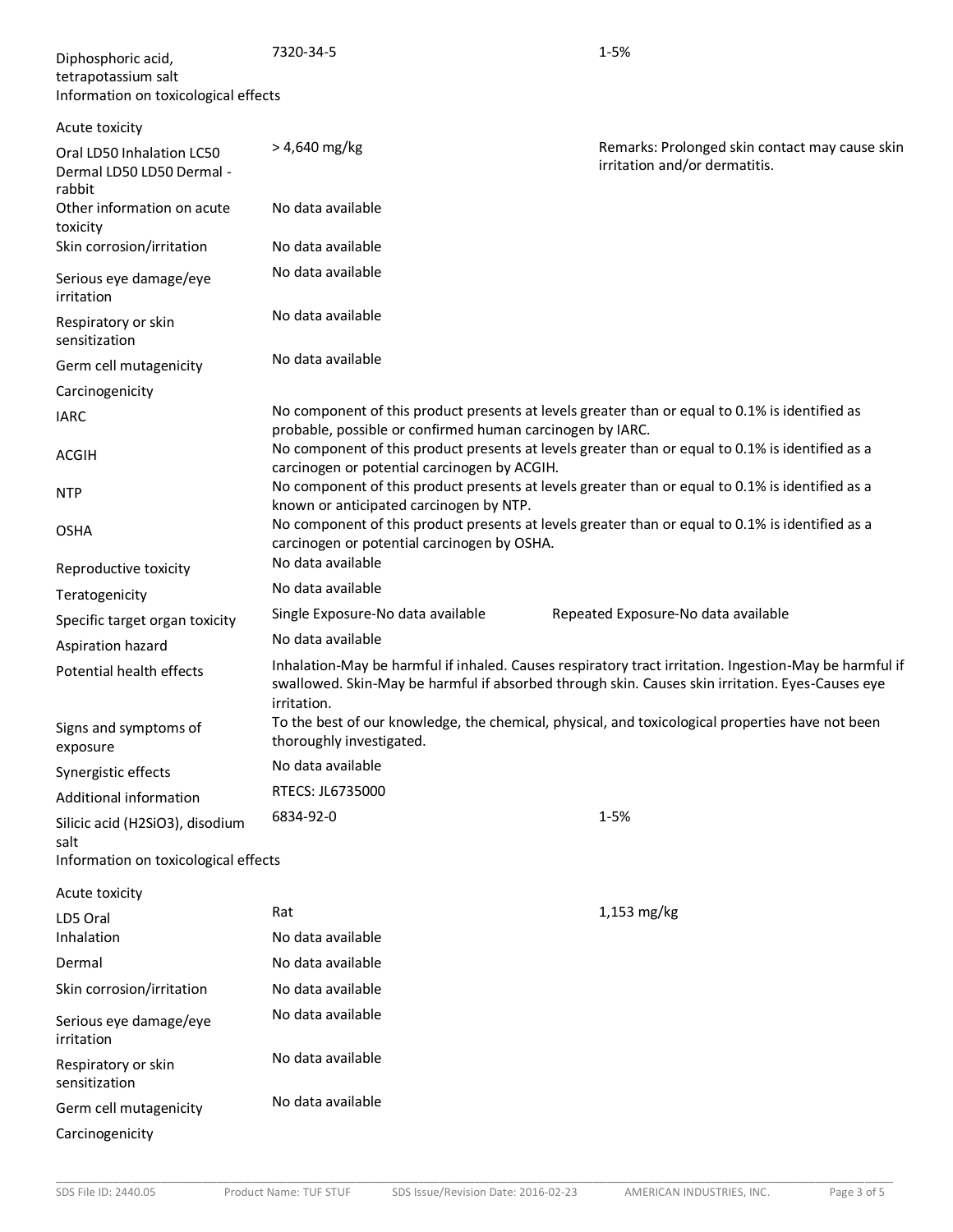| | | |
|---|---|---|
| Diphosphoric acid, tetrapotassium salt | 7320-34-5 | 1-5% |

Information on toxicological effects

| | | |
|---|---|---|
| Acute toxicity | | |
| Oral LD50 Inhalation LC50 Dermal LD50 LD50 Dermal - rabbit | > 4,640 mg/kg | Remarks: Prolonged skin contact may cause skin irritation and/or dermatitis. |
| Other information on acute toxicity | No data available | |
| Skin corrosion/irritation | No data available | |
| Serious eye damage/eye irritation | No data available | |
| Respiratory or skin sensitization | No data available | |
| Germ cell mutagenicity | No data available | |
| Carcinogenicity | | |
| IARC | No component of this product presents at levels greater than or equal to 0.1% is identified as probable, possible or confirmed human carcinogen by IARC. | |
| ACGIH | No component of this product presents at levels greater than or equal to 0.1% is identified as a carcinogen or potential carcinogen by ACGIH. | |
| NTP | No component of this product presents at levels greater than or equal to 0.1% is identified as a known or anticipated carcinogen by NTP. | |
| OSHA | No component of this product presents at levels greater than or equal to 0.1% is identified as a carcinogen or potential carcinogen by OSHA. | |
| Reproductive toxicity | No data available | |
| Teratogenicity | No data available | |
| Specific target organ toxicity | Single Exposure-No data available | Repeated Exposure-No data available |
| Aspiration hazard | No data available | |
| Potential health effects | Inhalation-May be harmful if inhaled. Causes respiratory tract irritation. Ingestion-May be harmful if swallowed. Skin-May be harmful if absorbed through skin. Causes skin irritation. Eyes-Causes eye irritation. | |
| Signs and symptoms of exposure | To the best of our knowledge, the chemical, physical, and toxicological properties have not been thoroughly investigated. | |
| Synergistic effects | No data available | |
| Additional information | RTECS: JL6735000 | |

| | | |
|---|---|---|
| Silicic acid ($H_2SiO_3$), disodium salt | 6834-92-0 | 1-5% |

Information on toxicological effects

| | | |
|---|---|---|
| Acute toxicity | | |
| LD5 Oral | Rat | 1,153 mg/kg |
| Inhalation | No data available | |
| Dermal | No data available | |
| Skin corrosion/irritation | No data available | |
| Serious eye damage/eye irritation | No data available | |
| Respiratory or skin sensitization | No data available | |
| Germ cell mutagenicity | No data available | |
| Carcinogenicity | | |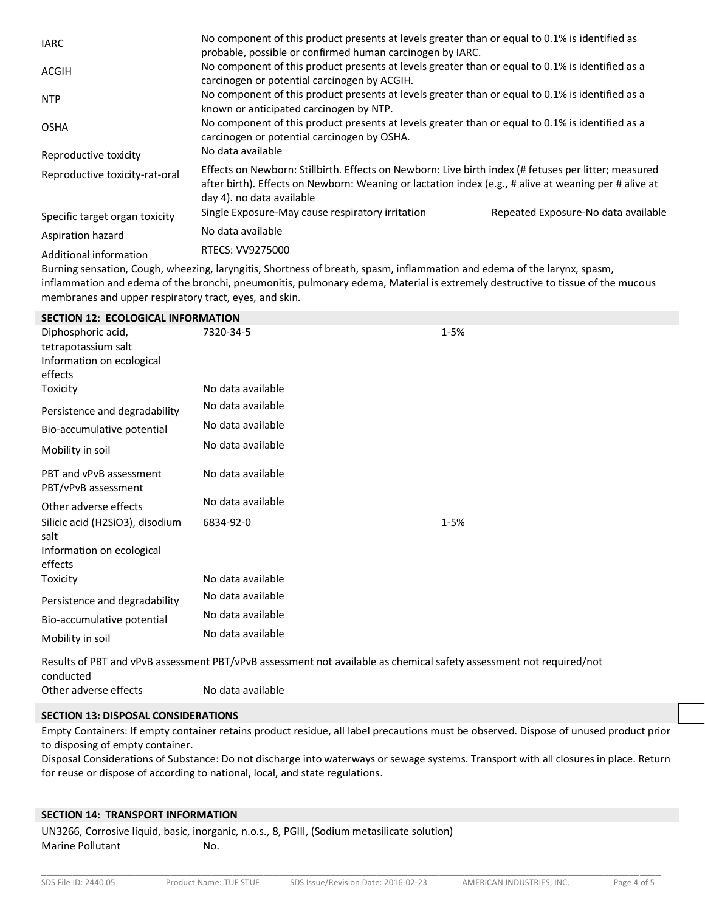| | | |
|---|---|---|
| IARC | No component of this product presents at levels greater than or equal to 0.1% is identified as probable, possible or confirmed human carcinogen by IARC. | |
| ACGIH | No component of this product presents at levels greater than or equal to 0.1% is identified as a carcinogen or potential carcinogen by ACGIH. | |
| NTP | No component of this product presents at levels greater than or equal to 0.1% is identified as a known or anticipated carcinogen by NTP. | |
| OSHA | No component of this product presents at levels greater than or equal to 0.1% is identified as a carcinogen or potential carcinogen by OSHA. | |
| Reproductive toxicity | No data available | |
| Reproductive toxicity-rat-oral | Effects on Newborn: Stillbirth. Effects on Newborn: Live birth index (# fetuses per litter; measured after birth). Effects on Newborn: Weaning or lactation index (e.g., # alive at weaning per # alive at day 4). no data available | |
| Specific target organ toxicity | Single Exposure-May cause respiratory irritation | Repeated Exposure-No data available |
| Aspiration hazard | No data available | |
| Additional information | RTECS: VV9275000 | |

Burning sensation, Cough, wheezing, laryngitis, Shortness of breath, spasm, inflammation and edema of the larynx, spasm, inflammation and edema of the bronchi, pneumonitis, pulmonary edema, Material is extremely destructive to tissue of the mucous membranes and upper respiratory tract, eyes, and skin.

## SECTION 12: ECOLOGICAL INFORMATION

| | | |
|---|---|---|
| Diphosphoric acid, tetrapotassium salt | 7320-34-5 | 1-5% |
| Information on ecological effects | | |
| Toxicity | No data available | |
| Persistence and degradability | No data available | |
| Bio-accumulative potential | No data available | |
| Mobility in soil | No data available | |
| PBT and vPvB assessment PBT/vPvB assessment | No data available | |
| Other adverse effects | No data available | |
| Silicic acid ($H_2SiO_3$), disodium salt | 6834-92-0 | 1-5% |
| Information on ecological effects | | |
| Toxicity | No data available | |
| Persistence and degradability | No data available | |
| Bio-accumulative potential | No data available | |
| Mobility in soil | No data available | |

Results of PBT and vPvB assessment PBT/vPvB assessment not available as chemical safety assessment not required/not conducted

Other adverse effects No data available

## SECTION 13: DISPOSAL CONSIDERATIONS

Empty Containers: If empty container retains product residue, all label precautions must be observed. Dispose of unused product prior to disposing of empty container.

Disposal Considerations of Substance: Do not discharge into waterways or sewage systems. Transport with all closures in place. Return for reuse or dispose of according to national, local, and state regulations.

## SECTION 14: TRANSPORT INFORMATION

UN3266, Corrosive liquid, basic, inorganic, n.o.s., 8, PGIII, (Sodium metasilicate solution)

Marine Pollutant No.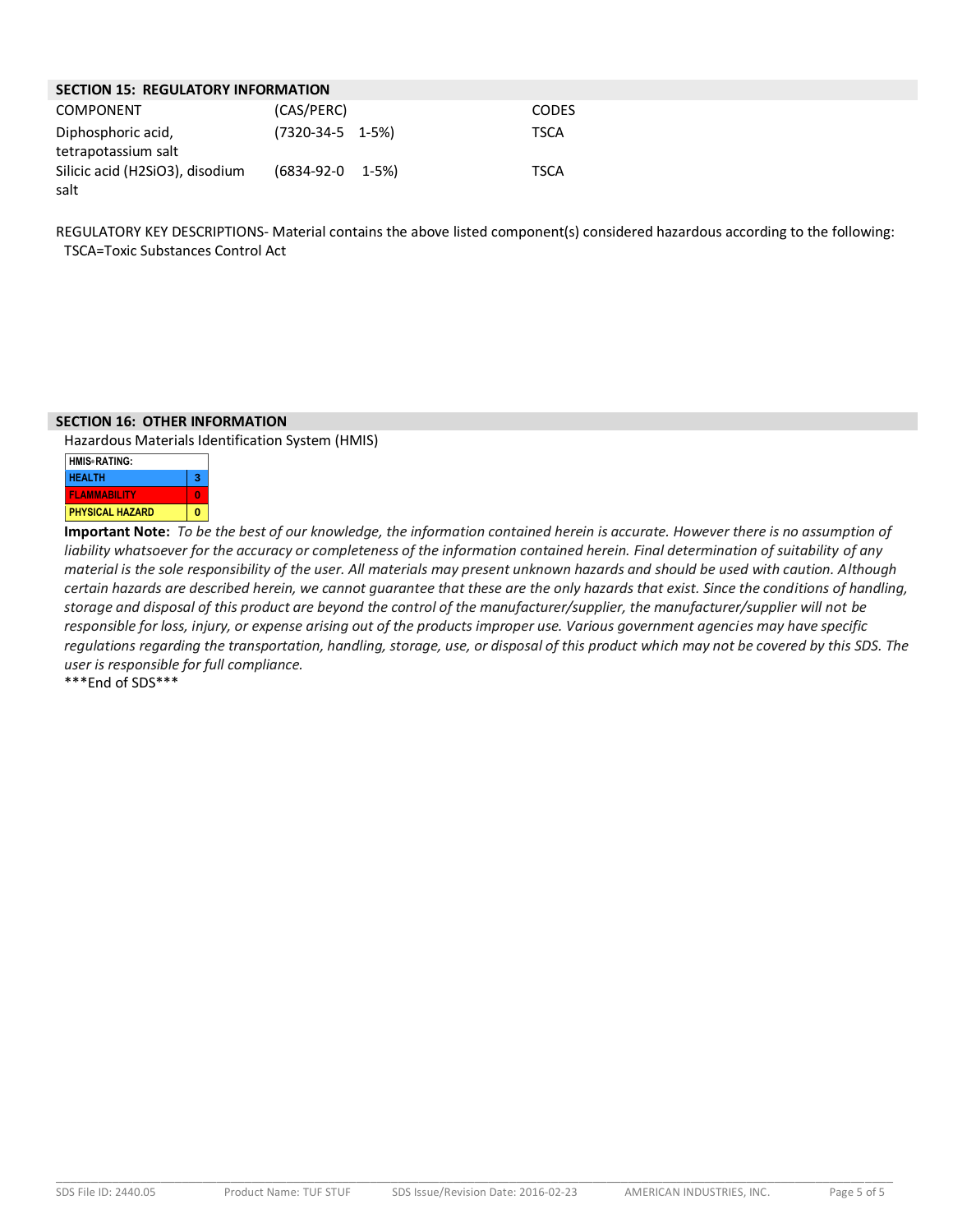## SECTION 15: REGULATORY INFORMATION

| COMPONENT | (CAS/PERC) | CODES |
| --- | --- | --- |
| Diphosphoric acid, tetrapotassium salt | (7320-34-5 1-5%) | TSCA |
| Silicic acid (H2SiO3), disodium salt | (6834-92-0 1-5%) | TSCA |

REGULATORY KEY DESCRIPTIONS- Material contains the above listed component(s) considered hazardous according to the following:
TSCA=Toxic Substances Control Act

## SECTION 16: OTHER INFORMATION

Hazardous Materials Identification System (HMIS)

| HMIS® RATING: | |
| --- | --- |
| HEALTH | 3 |
| FLAMMABILITY | 0 |
| PHYSICAL HAZARD | 0 |

**Important Note:** *To be the best of our knowledge, the information contained herein is accurate. However there is no assumption of liability whatsoever for the accuracy or completeness of the information contained herein. Final determination of suitability of any material is the sole responsibility of the user. All materials may present unknown hazards and should be used with caution. Although certain hazards are described herein, we cannot guarantee that these are the only hazards that exist. Since the conditions of handling, storage and disposal of this product are beyond the control of the manufacturer/supplier, the manufacturer/supplier will not be responsible for loss, injury, or expense arising out of the products improper use. Various government agencies may have specific regulations regarding the transportation, handling, storage, use, or disposal of this product which may not be covered by this SDS. The user is responsible for full compliance.*

***End of SDS***